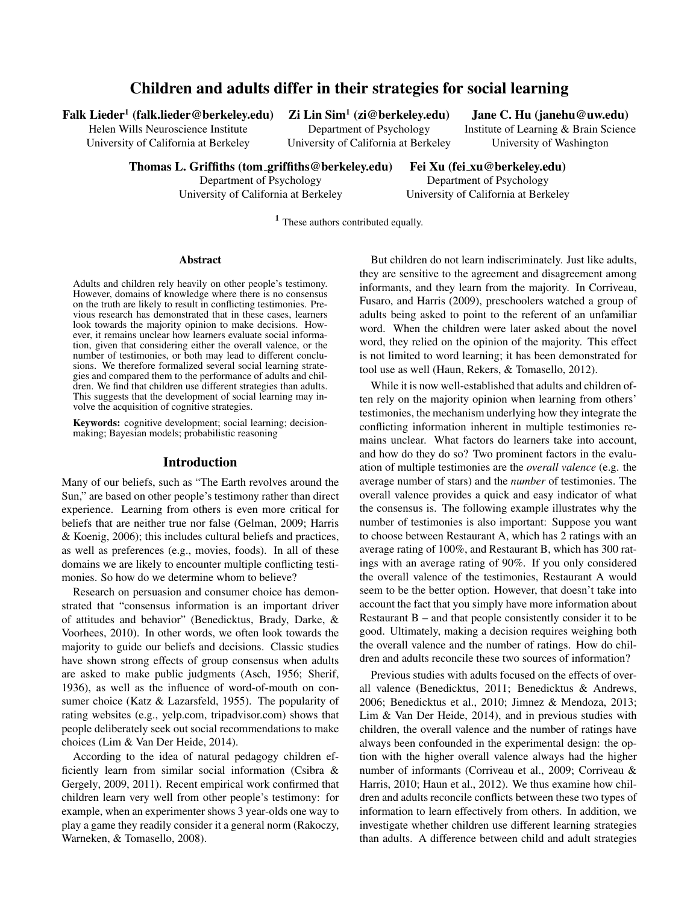# Children and adults differ in their strategies for social learning

**Falk Lieder[1] (falk.lieder@berkeley.edu)**
Helen Wills Neuroscience Institute
University of California at Berkeley

**Zi Lin Sim[1] (zi@berkeley.edu)**
Department of Psychology
University of California at Berkeley

**Jane C. Hu (janehu@uw.edu)**
Institute of Learning & Brain Science
University of Washington

**Thomas L. Griffiths (tom_griffiths@berkeley.edu)**
Department of Psychology
University of California at Berkeley

**Fei Xu (fei_xu@berkeley.edu)**
Department of Psychology
University of California at Berkeley

[1] These authors contributed equally.

## Abstract

Adults and children rely heavily on other people's testimony. However, domains of knowledge where there is no consensus on the truth are likely to result in conflicting testimonies. Previous research has demonstrated that in these cases, learners look towards the majority opinion to make decisions. However, it remains unclear how learners evaluate social information, given that considering either the overall valence, or the number of testimonies, or both may lead to different conclusions. We therefore formalized several social learning strategies and compared them to the performance of adults and children. We find that children use different strategies than adults. This suggests that the development of social learning may involve the acquisition of cognitive strategies.

**Keywords:** cognitive development; social learning; decision-making; Bayesian models; probabilistic reasoning

## Introduction

Many of our beliefs, such as "The Earth revolves around the Sun," are based on other people's testimony rather than direct experience. Learning from others is even more critical for beliefs that are neither true nor false (Gelman, 2009; Harris & Koenig, 2006); this includes cultural beliefs and practices, as well as preferences (e.g., movies, foods). In all of these domains we are likely to encounter multiple conflicting testimonies. So how do we determine whom to believe?

Research on persuasion and consumer choice has demonstrated that "consensus information is an important driver of attitudes and behavior" (Benedicktus, Brady, Darke, & Voorhees, 2010). In other words, we often look towards the majority to guide our beliefs and decisions. Classic studies have shown strong effects of group consensus when adults are asked to make public judgments (Asch, 1956; Sherif, 1936), as well as the influence of word-of-mouth on consumer choice (Katz & Lazarsfeld, 1955). The popularity of rating websites (e.g., yelp.com, tripadvisor.com) shows that people deliberately seek out social recommendations to make choices (Lim & Van Der Heide, 2014).

According to the idea of natural pedagogy children efficiently learn from similar social information (Csibra & Gergely, 2009, 2011). Recent empirical work confirmed that children learn very well from other people's testimony: for example, when an experimenter shows 3 year-olds one way to play a game they readily consider it a general norm (Rakoczy, Warneken, & Tomasello, 2008).

But children do not learn indiscriminately. Just like adults, they are sensitive to the agreement and disagreement among informants, and they learn from the majority. In Corriveau, Fusaro, and Harris (2009), preschoolers watched a group of adults being asked to point to the referent of an unfamiliar word. When the children were later asked about the novel word, they relied on the opinion of the majority. This effect is not limited to word learning; it has been demonstrated for tool use as well (Haun, Rekers, & Tomasello, 2012).

While it is now well-established that adults and children often rely on the majority opinion when learning from others' testimonies, the mechanism underlying how they integrate the conflicting information inherent in multiple testimonies remains unclear. What factors do learners take into account, and how do they do so? Two prominent factors in the evaluation of multiple testimonies are the *overall valence* (e.g. the average number of stars) and the *number* of testimonies. The overall valence provides a quick and easy indicator of what the consensus is. The following example illustrates why the number of testimonies is also important: Suppose you want to choose between Restaurant A, which has 2 ratings with an average rating of 100%, and Restaurant B, which has 300 ratings with an average rating of 90%. If you only considered the overall valence of the testimonies, Restaurant A would seem to be the better option. However, that doesn't take into account the fact that you simply have more information about Restaurant B – and that people consistently consider it to be good. Ultimately, making a decision requires weighing both the overall valence and the number of ratings. How do children and adults reconcile these two sources of information?

Previous studies with adults focused on the effects of overall valence (Benedicktus, 2011; Benedicktus & Andrews, 2006; Benedicktus et al., 2010; Jimnez & Mendoza, 2013; Lim & Van Der Heide, 2014), and in previous studies with children, the overall valence and the number of ratings have always been confounded in the experimental design: the option with the higher overall valence always had the higher number of informants (Corriveau et al., 2009; Corriveau & Harris, 2010; Haun et al., 2012). We thus examine how children and adults reconcile conflicts between these two types of information to learn effectively from others. In addition, we investigate whether children use different learning strategies than adults. A difference between child and adult strategies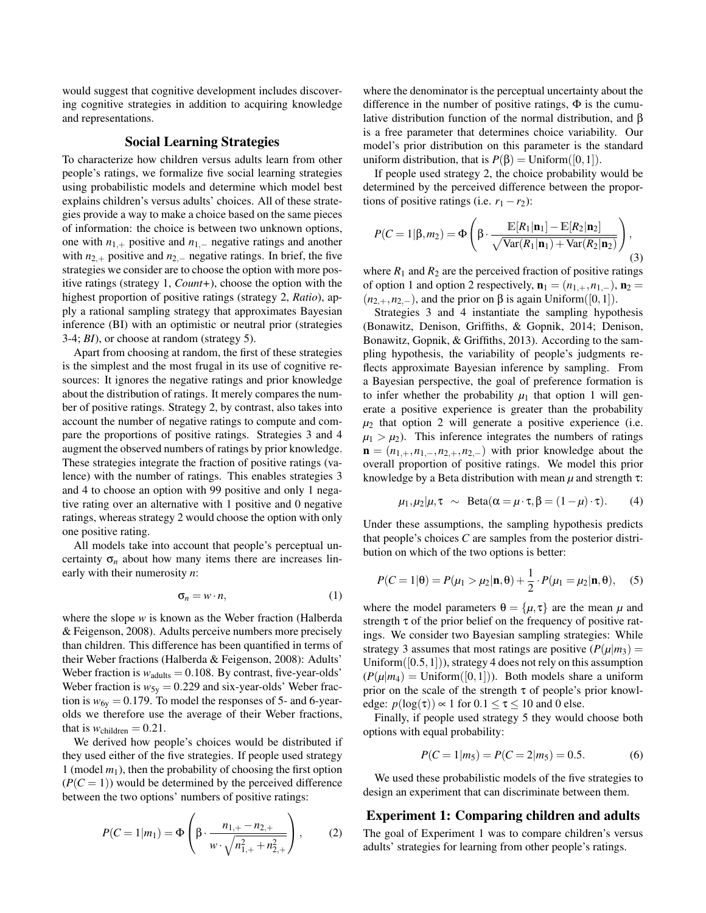would suggest that cognitive development includes discovering cognitive strategies in addition to acquiring knowledge and representations.

## Social Learning Strategies

To characterize how children versus adults learn from other people's ratings, we formalize five social learning strategies using probabilistic models and determine which model best explains children's versus adults' choices. All of these strategies provide a way to make a choice based on the same pieces of information: the choice is between two unknown options, one with $n_{1,+}$ positive and $n_{1,-}$ negative ratings and another with $n_{2,+}$ positive and $n_{2,-}$ negative ratings. In brief, the five strategies we consider are to choose the option with more positive ratings (strategy 1, *Count+*), choose the option with the highest proportion of positive ratings (strategy 2, *Ratio*), apply a rational sampling strategy that approximates Bayesian inference (BI) with an optimistic or neutral prior (strategies 3-4; *BI*), or choose at random (strategy 5).

Apart from choosing at random, the first of these strategies is the simplest and the most frugal in its use of cognitive resources: It ignores the negative ratings and prior knowledge about the distribution of ratings. It merely compares the number of positive ratings. Strategy 2, by contrast, also takes into account the number of negative ratings to compute and compare the proportions of positive ratings. Strategies 3 and 4 augment the observed numbers of ratings by prior knowledge. These strategies integrate the fraction of positive ratings (valence) with the number of ratings. This enables strategies 3 and 4 to choose an option with 99 positive and only 1 negative rating over an alternative with 1 positive and 0 negative ratings, whereas strategy 2 would choose the option with only one positive rating.

All models take into account that people's perceptual uncertainty $\sigma_n$ about how many items there are increases linearly with their numerosity $n$:

$$\sigma_n = w \cdot n, \tag{1}$$

where the slope $w$ is known as the Weber fraction (Halberda & Feigenson, 2008). Adults perceive numbers more precisely than children. This difference has been quantified in terms of their Weber fractions (Halberda & Feigenson, 2008): Adults' Weber fraction is $w_{\text{adults}} = 0.108$. By contrast, five-year-olds' Weber fraction is $w_{5y} = 0.229$ and six-year-olds' Weber fraction is $w_{6y} = 0.179$. To model the responses of 5- and 6-year-olds we therefore use the average of their Weber fractions, that is $w_{\text{children}} = 0.21$.

We derived how people's choices would be distributed if they used either of the five strategies. If people used strategy 1 (model $m_1$), then the probability of choosing the first option ($P(C = 1)$) would be determined by the perceived difference between the two options' numbers of positive ratings:

$$P(C = 1|m_1) = \Phi\left(\beta \cdot \frac{n_{1,+} - n_{2,+}}{w \cdot \sqrt{n_{1,+}^2 + n_{2,+}^2}}\right), \tag{2}$$

where the denominator is the perceptual uncertainty about the difference in the number of positive ratings, $\Phi$ is the cumulative distribution function of the normal distribution, and $\beta$ is a free parameter that determines choice variability. Our model's prior distribution on this parameter is the standard uniform distribution, that is $P(\beta) = \text{Uniform}([0, 1])$.

If people used strategy 2, the choice probability would be determined by the perceived difference between the proportions of positive ratings (i.e. $r_1 - r_2$):

$$P(C = 1|\beta, m_2) = \Phi\left(\beta \cdot \frac{\mathbb{E}[R_1|\mathbf{n}_1] - \mathbb{E}[R_2|\mathbf{n}_2]}{\sqrt{\text{Var}(R_1|\mathbf{n}_1) + \text{Var}(R_2|\mathbf{n}_2)}}\right), \tag{3}$$

where $R_1$ and $R_2$ are the perceived fraction of positive ratings of option 1 and option 2 respectively, $\mathbf{n}_1 = (n_{1,+}, n_{1,-})$, $\mathbf{n}_2 = (n_{2,+}, n_{2,-})$, and the prior on $\beta$ is again $\text{Uniform}([0, 1])$.

Strategies 3 and 4 instantiate the sampling hypothesis (Bonawitz, Denison, Griffiths, & Gopnik, 2014; Denison, Bonawitz, Gopnik, & Griffiths, 2013). According to the sampling hypothesis, the variability of people's judgments reflects approximate Bayesian inference by sampling. From a Bayesian perspective, the goal of preference formation is to infer whether the probability $\mu_1$ that option 1 will generate a positive experience is greater than the probability $\mu_2$ that option 2 will generate a positive experience (i.e. $\mu_1 > \mu_2$). This inference integrates the numbers of ratings $\mathbf{n} = (n_{1,+}, n_{1,-}, n_{2,+}, n_{2,-})$ with prior knowledge about the overall proportion of positive ratings. We model this prior knowledge by a Beta distribution with mean $\mu$ and strength $\tau$:

$$\mu_1, \mu_2 | \mu, \tau \sim \text{Beta}(\alpha = \mu \cdot \tau, \beta = (1 - \mu) \cdot \tau). \tag{4}$$

Under these assumptions, the sampling hypothesis predicts that people's choices $C$ are samples from the posterior distribution on which of the two options is better:

$$P(C = 1|\theta) = P(\mu_1 > \mu_2|\mathbf{n}, \theta) + \frac{1}{2} \cdot P(\mu_1 = \mu_2|\mathbf{n}, \theta), \tag{5}$$

where the model parameters $\theta = \{\mu, \tau\}$ are the mean $\mu$ and strength $\tau$ of the prior belief on the frequency of positive ratings. We consider two Bayesian sampling strategies: While strategy 3 assumes that most ratings are positive ($P(\mu|m_3) = \text{Uniform}([0.5, 1])$), strategy 4 does not rely on this assumption ($P(\mu|m_4) = \text{Uniform}([0, 1])$). Both models share a uniform prior on the scale of the strength $\tau$ of people's prior knowledge: $p(\log(\tau)) \propto 1$ for $0.1 \leq \tau \leq 10$ and 0 else.

Finally, if people used strategy 5 they would choose both options with equal probability:

$$P(C = 1|m_5) = P(C = 2|m_5) = 0.5. \tag{6}$$

We used these probabilistic models of the five strategies to design an experiment that can discriminate between them.

## Experiment 1: Comparing children and adults

The goal of Experiment 1 was to compare children's versus adults' strategies for learning from other people's ratings.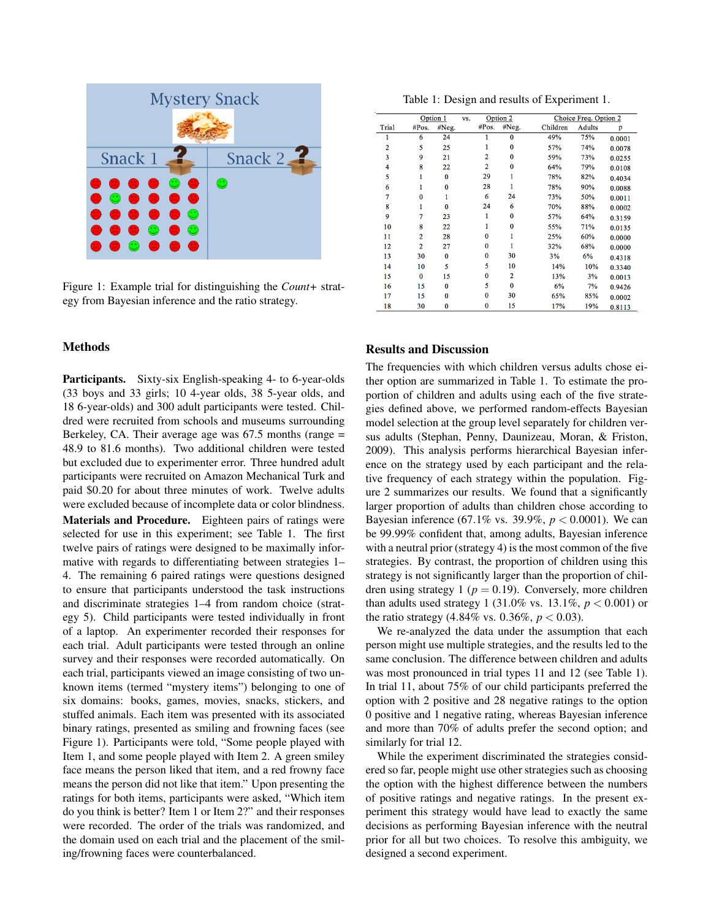Figure 1: Example trial for distinguishing the *Count+* strategy from Bayesian inference and the ratio strategy.

Table 1: Design and results of Experiment 1.

| | Option 1 | | vs. | Option 2 | | Choice Freq. Option 2 | | |
|---|---|---|---|---|---|---|---|---|
| Trial | #Pos. | #Neg. | | #Pos. | #Neg. | Children | Adults | p |
| 1 | 6 | 24 | | 1 | 0 | 49% | 75% | 0.0001 |
| 2 | 5 | 25 | | 1 | 0 | 57% | 74% | 0.0078 |
| 3 | 9 | 21 | | 2 | 0 | 59% | 73% | 0.0255 |
| 4 | 8 | 22 | | 2 | 0 | 64% | 79% | 0.0108 |
| 5 | 1 | 0 | | 29 | 1 | 78% | 82% | 0.4034 |
| 6 | 1 | 0 | | 28 | 1 | 78% | 90% | 0.0088 |
| 7 | 0 | 1 | | 6 | 24 | 73% | 50% | 0.0011 |
| 8 | 1 | 0 | | 24 | 6 | 70% | 88% | 0.0002 |
| 9 | 7 | 23 | | 1 | 0 | 57% | 64% | 0.3159 |
| 10 | 8 | 22 | | 1 | 0 | 55% | 71% | 0.0135 |
| 11 | 2 | 28 | | 0 | 1 | 25% | 60% | 0.0000 |
| 12 | 2 | 27 | | 0 | 1 | 32% | 68% | 0.0000 |
| 13 | 30 | 0 | | 0 | 30 | 3% | 6% | 0.4318 |
| 14 | 10 | 5 | | 5 | 10 | 14% | 10% | 0.3340 |
| 15 | 0 | 15 | | 0 | 2 | 13% | 3% | 0.0013 |
| 16 | 15 | 0 | | 5 | 0 | 6% | 7% | 0.9426 |
| 17 | 15 | 0 | | 0 | 30 | 65% | 85% | 0.0002 |
| 18 | 30 | 0 | | 0 | 15 | 17% | 19% | 0.8113 |

## Methods

**Participants.** Sixty-six English-speaking 4- to 6-year-olds (33 boys and 33 girls; 10 4-year olds, 38 5-year olds, and 18 6-year-olds) and 300 adult participants were tested. Children were recruited from schools and museums surrounding Berkeley, CA. Their average age was 67.5 months (range = 48.9 to 81.6 months). Two additional children were tested but excluded due to experimenter error. Three hundred adult participants were recruited on Amazon Mechanical Turk and paid $0.20 for about three minutes of work. Twelve adults were excluded because of incomplete data or color blindness.

**Materials and Procedure.** Eighteen pairs of ratings were selected for use in this experiment; see Table 1. The first twelve pairs of ratings were designed to be maximally informative with regards to differentiating between strategies 1–4. The remaining 6 paired ratings were questions designed to ensure that participants understood the task instructions and discriminate strategies 1–4 from random choice (strategy 5). Child participants were tested individually in front of a laptop. An experimenter recorded their responses for each trial. Adult participants were tested through an online survey and their responses were recorded automatically. On each trial, participants viewed an image consisting of two unknown items (termed "mystery items") belonging to one of six domains: books, games, movies, snacks, stickers, and stuffed animals. Each item was presented with its associated binary ratings, presented as smiling and frowning faces (see Figure 1). Participants were told, "Some people played with Item 1, and some people played with Item 2. A green smiley face means the person liked that item, and a red frowny face means the person did not like that item." Upon presenting the ratings for both items, participants were asked, "Which item do you think is better? Item 1 or Item 2?" and their responses were recorded. The order of the trials was randomized, and the domain used on each trial and the placement of the smiling/frowning faces were counterbalanced.

## Results and Discussion

The frequencies with which children versus adults chose either option are summarized in Table 1. To estimate the proportion of children and adults using each of the five strategies defined above, we performed random-effects Bayesian model selection at the group level separately for children versus adults (Stephan, Penny, Daunizeau, Moran, & Friston, 2009). This analysis performs hierarchical Bayesian inference on the strategy used by each participant and the relative frequency of each strategy within the population. Figure 2 summarizes our results. We found that a significantly larger proportion of adults than children chose according to Bayesian inference (67.1% vs. 39.9%, $p < 0.0001$). We can be 99.99% confident that, among adults, Bayesian inference with a neutral prior (strategy 4) is the most common of the five strategies. By contrast, the proportion of children using this strategy is not significantly larger than the proportion of children using strategy 1 ($p = 0.19$). Conversely, more children than adults used strategy 1 (31.0% vs. 13.1%, $p < 0.001$) or the ratio strategy (4.84% vs. 0.36%, $p < 0.03$).

We re-analyzed the data under the assumption that each person might use multiple strategies, and the results led to the same conclusion. The difference between children and adults was most pronounced in trial types 11 and 12 (see Table 1). In trial 11, about 75% of our child participants preferred the option with 2 positive and 28 negative ratings to the option 0 positive and 1 negative rating, whereas Bayesian inference and more than 70% of adults prefer the second option; and similarly for trial 12.

While the experiment discriminated the strategies considered so far, people might use other strategies such as choosing the option with the highest difference between the numbers of positive ratings and negative ratings. In the present experiment this strategy would have lead to exactly the same decisions as performing Bayesian inference with the neutral prior for all but two choices. To resolve this ambiguity, we designed a second experiment.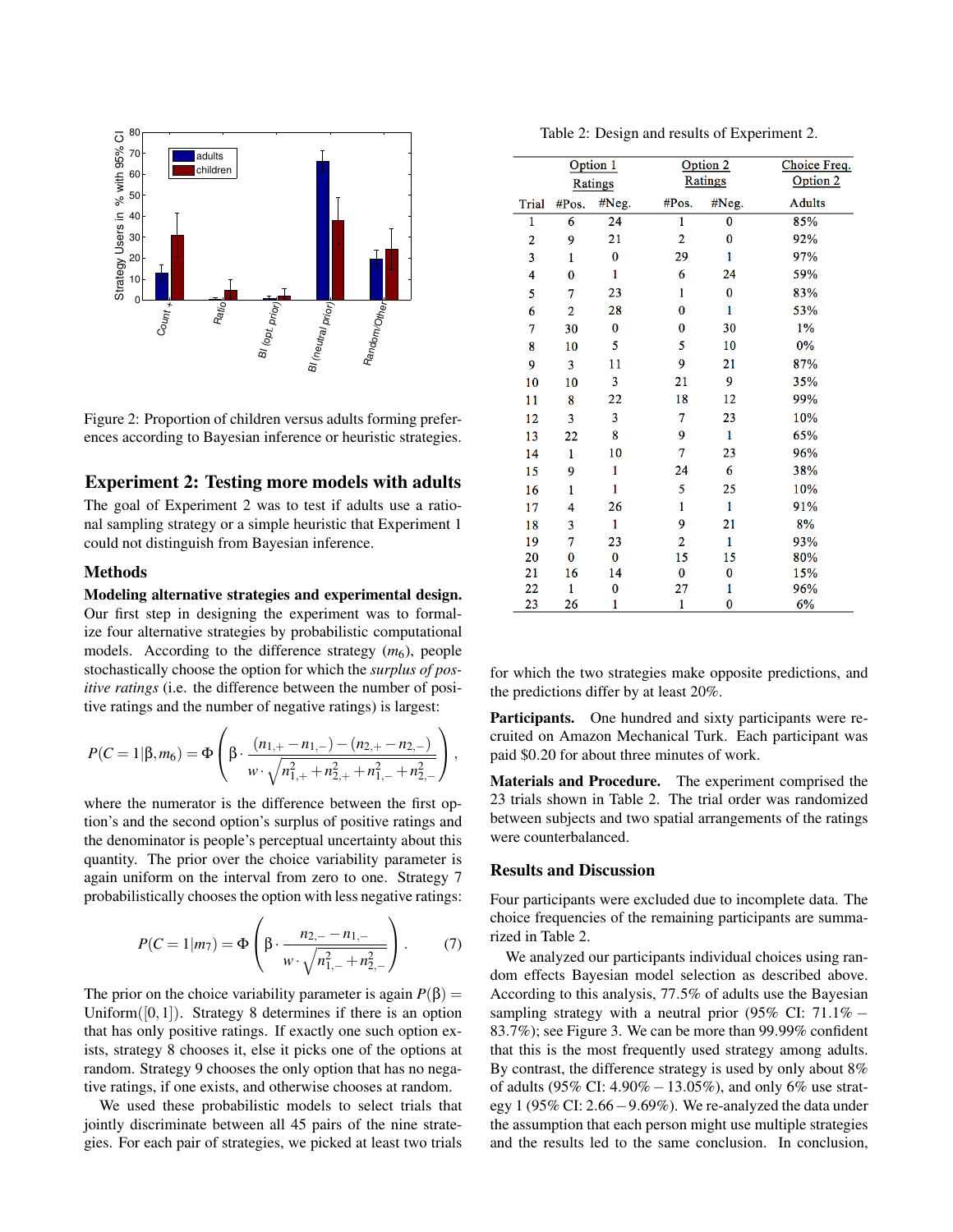Figure 2: Proportion of children versus adults forming preferences according to Bayesian inference or heuristic strategies.

## Experiment 2: Testing more models with adults

The goal of Experiment 2 was to test if adults use a rational sampling strategy or a simple heuristic that Experiment 1 could not distinguish from Bayesian inference.

### Methods

**Modeling alternative strategies and experimental design.** Our first step in designing the experiment was to formalize four alternative strategies by probabilistic computational models. According to the difference strategy ($m_6$), people stochastically choose the option for which the *surplus of positive ratings* (i.e. the difference between the number of positive ratings and the number of negative ratings) is largest:

$$P(C=1|\beta, m_6) = \Phi\left(\beta \cdot \frac{(n_{1,+}-n_{1,-})-(n_{2,+}-n_{2,-})}{w \cdot \sqrt{n_{1,+}^2+n_{2,+}^2+n_{1,-}^2+n_{2,-}^2}}\right),$$

where the numerator is the difference between the first option's and the second option's surplus of positive ratings and the denominator is people's perceptual uncertainty about this quantity. The prior over the choice variability parameter is again uniform on the interval from zero to one. Strategy 7 probabilistically chooses the option with less negative ratings:

$$P(C=1|m_7) = \Phi\left(\beta \cdot \frac{n_{2,-}-n_{1,-}}{w \cdot \sqrt{n_{1,-}^2+n_{2,-}^2}}\right). \quad (7)$$

The prior on the choice variability parameter is again $P(\beta) = \text{Uniform}([0,1])$. Strategy 8 determines if there is an option that has only positive ratings. If exactly one such option exists, strategy 8 chooses it, else it picks one of the options at random. Strategy 9 chooses the only option that has no negative ratings, if one exists, and otherwise chooses at random.

We used these probabilistic models to select trials that jointly discriminate between all 45 pairs of the nine strategies. For each pair of strategies, we picked at least two trials for which the two strategies make opposite predictions, and the predictions differ by at least 20%.

Table 2: Design and results of Experiment 2.

| | Option 1 Ratings | | Option 2 Ratings | | Choice Freq. Option 2 |
|---|---|---|---|---|---|
| Trial | #Pos. | #Neg. | #Pos. | #Neg. | Adults |
| 1 | 6 | 24 | 1 | 0 | 85% |
| 2 | 9 | 21 | 2 | 0 | 92% |
| 3 | 1 | 0 | 29 | 1 | 97% |
| 4 | 0 | 1 | 6 | 24 | 59% |
| 5 | 7 | 23 | 1 | 0 | 83% |
| 6 | 2 | 28 | 0 | 1 | 53% |
| 7 | 30 | 0 | 0 | 30 | 1% |
| 8 | 10 | 5 | 5 | 10 | 0% |
| 9 | 3 | 11 | 9 | 21 | 87% |
| 10 | 10 | 3 | 21 | 9 | 35% |
| 11 | 8 | 22 | 18 | 12 | 99% |
| 12 | 3 | 3 | 7 | 23 | 10% |
| 13 | 22 | 8 | 9 | 1 | 65% |
| 14 | 1 | 10 | 7 | 23 | 96% |
| 15 | 9 | 1 | 24 | 6 | 38% |
| 16 | 1 | 1 | 5 | 25 | 10% |
| 17 | 4 | 26 | 1 | 1 | 91% |
| 18 | 3 | 1 | 9 | 21 | 8% |
| 19 | 7 | 23 | 2 | 1 | 93% |
| 20 | 0 | 0 | 15 | 15 | 80% |
| 21 | 16 | 14 | 0 | 0 | 15% |
| 22 | 1 | 0 | 27 | 1 | 96% |
| 23 | 26 | 1 | 1 | 0 | 6% |

**Participants.** One hundred and sixty participants were recruited on Amazon Mechanical Turk. Each participant was paid \$0.20 for about three minutes of work.

**Materials and Procedure.** The experiment comprised the 23 trials shown in Table 2. The trial order was randomized between subjects and two spatial arrangements of the ratings were counterbalanced.

### Results and Discussion

Four participants were excluded due to incomplete data. The choice frequencies of the remaining participants are summarized in Table 2.

We analyzed our participants individual choices using random effects Bayesian model selection as described above. According to this analysis, 77.5% of adults use the Bayesian sampling strategy with a neutral prior (95% CI: 71.1% – 83.7%); see Figure 3. We can be more than 99.99% confident that this is the most frequently used strategy among adults. By contrast, the difference strategy is used by only about 8% of adults (95% CI: 4.90% – 13.05%), and only 6% use strategy 1 (95% CI: 2.66 – 9.69%). We re-analyzed the data under the assumption that each person might use multiple strategies and the results led to the same conclusion. In conclusion,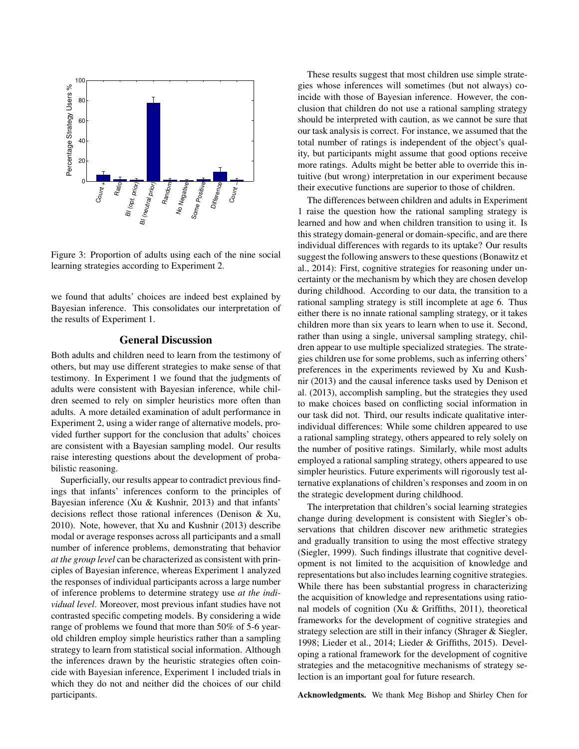Figure 3: Proportion of adults using each of the nine social learning strategies according to Experiment 2.

we found that adults' choices are indeed best explained by Bayesian inference. This consolidates our interpretation of the results of Experiment 1.

## General Discussion

Both adults and children need to learn from the testimony of others, but may use different strategies to make sense of that testimony. In Experiment 1 we found that the judgments of adults were consistent with Bayesian inference, while children seemed to rely on simpler heuristics more often than adults. A more detailed examination of adult performance in Experiment 2, using a wider range of alternative models, provided further support for the conclusion that adults' choices are consistent with a Bayesian sampling model. Our results raise interesting questions about the development of probabilistic reasoning.

Superficially, our results appear to contradict previous findings that infants' inferences conform to the principles of Bayesian inference (Xu & Kushnir, 2013) and that infants' decisions reflect those rational inferences (Denison & Xu, 2010). Note, however, that Xu and Kushnir (2013) describe modal or average responses across all participants and a small number of inference problems, demonstrating that behavior *at the group level* can be characterized as consistent with principles of Bayesian inference, whereas Experiment 1 analyzed the responses of individual participants across a large number of inference problems to determine strategy use *at the individual level*. Moreover, most previous infant studies have not contrasted specific competing models. By considering a wide range of problems we found that more than 50% of 5-6 year-old children employ simple heuristics rather than a sampling strategy to learn from statistical social information. Although the inferences drawn by the heuristic strategies often coincide with Bayesian inference, Experiment 1 included trials in which they do not and neither did the choices of our child participants.

These results suggest that most children use simple strategies whose inferences will sometimes (but not always) coincide with those of Bayesian inference. However, the conclusion that children do not use a rational sampling strategy should be interpreted with caution, as we cannot be sure that our task analysis is correct. For instance, we assumed that the total number of ratings is independent of the object's quality, but participants might assume that good options receive more ratings. Adults might be better able to override this intuitive (but wrong) interpretation in our experiment because their executive functions are superior to those of children.

The differences between children and adults in Experiment 1 raise the question how the rational sampling strategy is learned and how and when children transition to using it. Is this strategy domain-general or domain-specific, and are there individual differences with regards to its uptake? Our results suggest the following answers to these questions (Bonawitz et al., 2014): First, cognitive strategies for reasoning under uncertainty or the mechanism by which they are chosen develop during childhood. According to our data, the transition to a rational sampling strategy is still incomplete at age 6. Thus either there is no innate rational sampling strategy, or it takes children more than six years to learn when to use it. Second, rather than using a single, universal sampling strategy, children appear to use multiple specialized strategies. The strategies children use for some problems, such as inferring others' preferences in the experiments reviewed by Xu and Kushnir (2013) and the causal inference tasks used by Denison et al. (2013), accomplish sampling, but the strategies they used to make choices based on conflicting social information in our task did not. Third, our results indicate qualitative inter-individual differences: While some children appeared to use a rational sampling strategy, others appeared to rely solely on the number of positive ratings. Similarly, while most adults employed a rational sampling strategy, others appeared to use simpler heuristics. Future experiments will rigorously test alternative explanations of children's responses and zoom in on the strategic development during childhood.

The interpretation that children's social learning strategies change during development is consistent with Siegler's observations that children discover new arithmetic strategies and gradually transition to using the most effective strategy (Siegler, 1999). Such findings illustrate that cognitive development is not limited to the acquisition of knowledge and representations but also includes learning cognitive strategies. While there has been substantial progress in characterizing the acquisition of knowledge and representations using rational models of cognition (Xu & Griffiths, 2011), theoretical frameworks for the development of cognitive strategies and strategy selection are still in their infancy (Shrager & Siegler, 1998; Lieder et al., 2014; Lieder & Griffiths, 2015). Developing a rational framework for the development of cognitive strategies and the metacognitive mechanisms of strategy selection is an important goal for future research.

**Acknowledgments.** We thank Meg Bishop and Shirley Chen for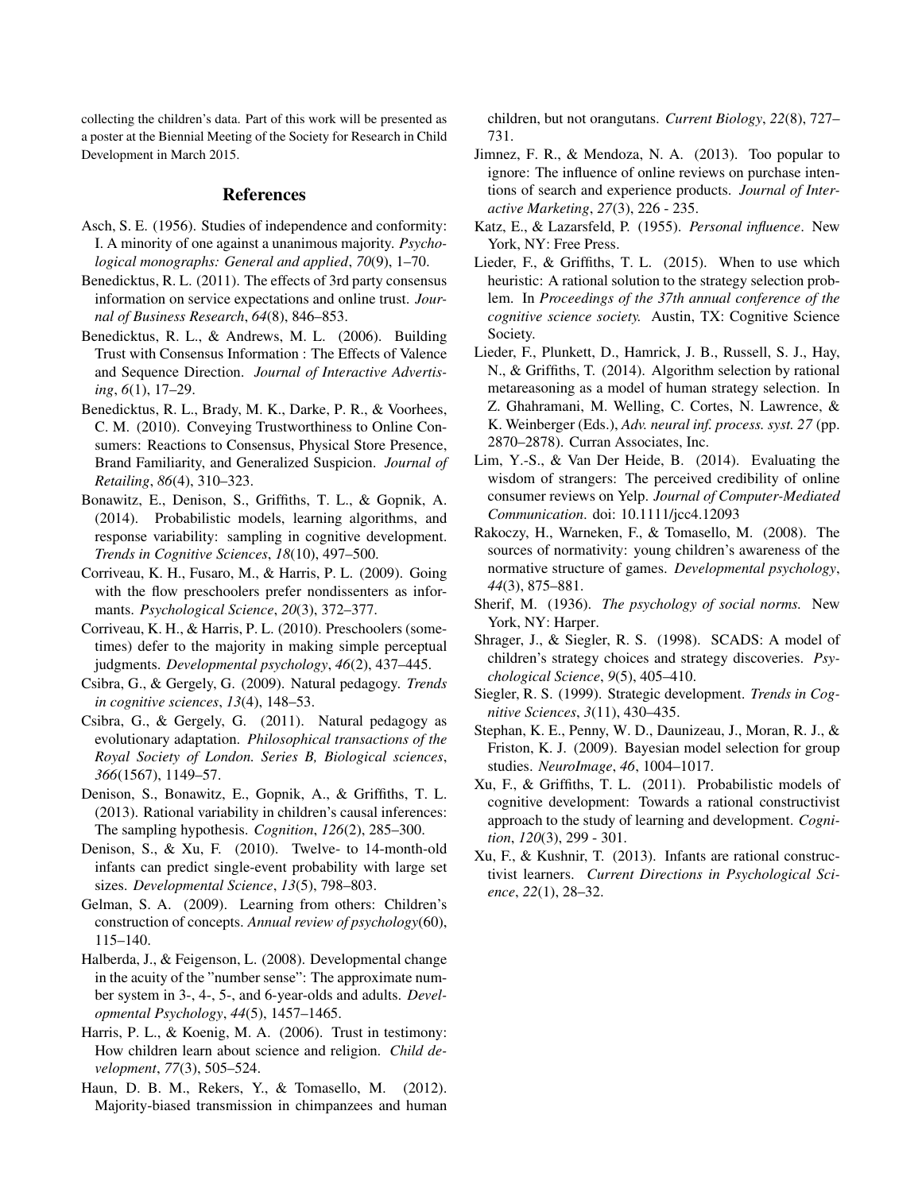collecting the children's data. Part of this work will be presented as a poster at the Biennial Meeting of the Society for Research in Child Development in March 2015.

## References

Asch, S. E. (1956). Studies of independence and conformity: I. A minority of one against a unanimous majority. *Psychological monographs: General and applied*, *70*(9), 1–70.

Benedicktus, R. L. (2011). The effects of 3rd party consensus information on service expectations and online trust. *Journal of Business Research*, *64*(8), 846–853.

Benedicktus, R. L., & Andrews, M. L. (2006). Building Trust with Consensus Information : The Effects of Valence and Sequence Direction. *Journal of Interactive Advertising*, *6*(1), 17–29.

Benedicktus, R. L., Brady, M. K., Darke, P. R., & Voorhees, C. M. (2010). Conveying Trustworthiness to Online Consumers: Reactions to Consensus, Physical Store Presence, Brand Familiarity, and Generalized Suspicion. *Journal of Retailing*, *86*(4), 310–323.

Bonawitz, E., Denison, S., Griffiths, T. L., & Gopnik, A. (2014). Probabilistic models, learning algorithms, and response variability: sampling in cognitive development. *Trends in Cognitive Sciences*, *18*(10), 497–500.

Corriveau, K. H., Fusaro, M., & Harris, P. L. (2009). Going with the flow preschoolers prefer nondissenters as informants. *Psychological Science*, *20*(3), 372–377.

Corriveau, K. H., & Harris, P. L. (2010). Preschoolers (sometimes) defer to the majority in making simple perceptual judgments. *Developmental psychology*, *46*(2), 437–445.

Csibra, G., & Gergely, G. (2009). Natural pedagogy. *Trends in cognitive sciences*, *13*(4), 148–53.

Csibra, G., & Gergely, G. (2011). Natural pedagogy as evolutionary adaptation. *Philosophical transactions of the Royal Society of London. Series B, Biological sciences*, *366*(1567), 1149–57.

Denison, S., Bonawitz, E., Gopnik, A., & Griffiths, T. L. (2013). Rational variability in children's causal inferences: The sampling hypothesis. *Cognition*, *126*(2), 285–300.

Denison, S., & Xu, F. (2010). Twelve- to 14-month-old infants can predict single-event probability with large set sizes. *Developmental Science*, *13*(5), 798–803.

Gelman, S. A. (2009). Learning from others: Children's construction of concepts. *Annual review of psychology*(60), 115–140.

Halberda, J., & Feigenson, L. (2008). Developmental change in the acuity of the "number sense": The approximate number system in 3-, 4-, 5-, and 6-year-olds and adults. *Developmental Psychology*, *44*(5), 1457–1465.

Harris, P. L., & Koenig, M. A. (2006). Trust in testimony: How children learn about science and religion. *Child development*, *77*(3), 505–524.

Haun, D. B. M., Rekers, Y., & Tomasello, M. (2012). Majority-biased transmission in chimpanzees and human children, but not orangutans. *Current Biology*, *22*(8), 727–731.

Jimnez, F. R., & Mendoza, N. A. (2013). Too popular to ignore: The influence of online reviews on purchase intentions of search and experience products. *Journal of Interactive Marketing*, *27*(3), 226 - 235.

Katz, E., & Lazarsfeld, P. (1955). *Personal influence*. New York, NY: Free Press.

Lieder, F., & Griffiths, T. L. (2015). When to use which heuristic: A rational solution to the strategy selection problem. In *Proceedings of the 37th annual conference of the cognitive science society.* Austin, TX: Cognitive Science Society.

Lieder, F., Plunkett, D., Hamrick, J. B., Russell, S. J., Hay, N., & Griffiths, T. (2014). Algorithm selection by rational metareasoning as a model of human strategy selection. In Z. Ghahramani, M. Welling, C. Cortes, N. Lawrence, & K. Weinberger (Eds.), *Adv. neural inf. process. syst. 27* (pp. 2870–2878). Curran Associates, Inc.

Lim, Y.-S., & Van Der Heide, B. (2014). Evaluating the wisdom of strangers: The perceived credibility of online consumer reviews on Yelp. *Journal of Computer-Mediated Communication*. doi: 10.1111/jcc4.12093

Rakoczy, H., Warneken, F., & Tomasello, M. (2008). The sources of normativity: young children's awareness of the normative structure of games. *Developmental psychology*, *44*(3), 875–881.

Sherif, M. (1936). *The psychology of social norms.* New York, NY: Harper.

Shrager, J., & Siegler, R. S. (1998). SCADS: A model of children's strategy choices and strategy discoveries. *Psychological Science*, *9*(5), 405–410.

Siegler, R. S. (1999). Strategic development. *Trends in Cognitive Sciences*, *3*(11), 430–435.

Stephan, K. E., Penny, W. D., Daunizeau, J., Moran, R. J., & Friston, K. J. (2009). Bayesian model selection for group studies. *NeuroImage*, *46*, 1004–1017.

Xu, F., & Griffiths, T. L. (2011). Probabilistic models of cognitive development: Towards a rational constructivist approach to the study of learning and development. *Cognition*, *120*(3), 299 - 301.

Xu, F., & Kushnir, T. (2013). Infants are rational constructivist learners. *Current Directions in Psychological Science*, *22*(1), 28–32.